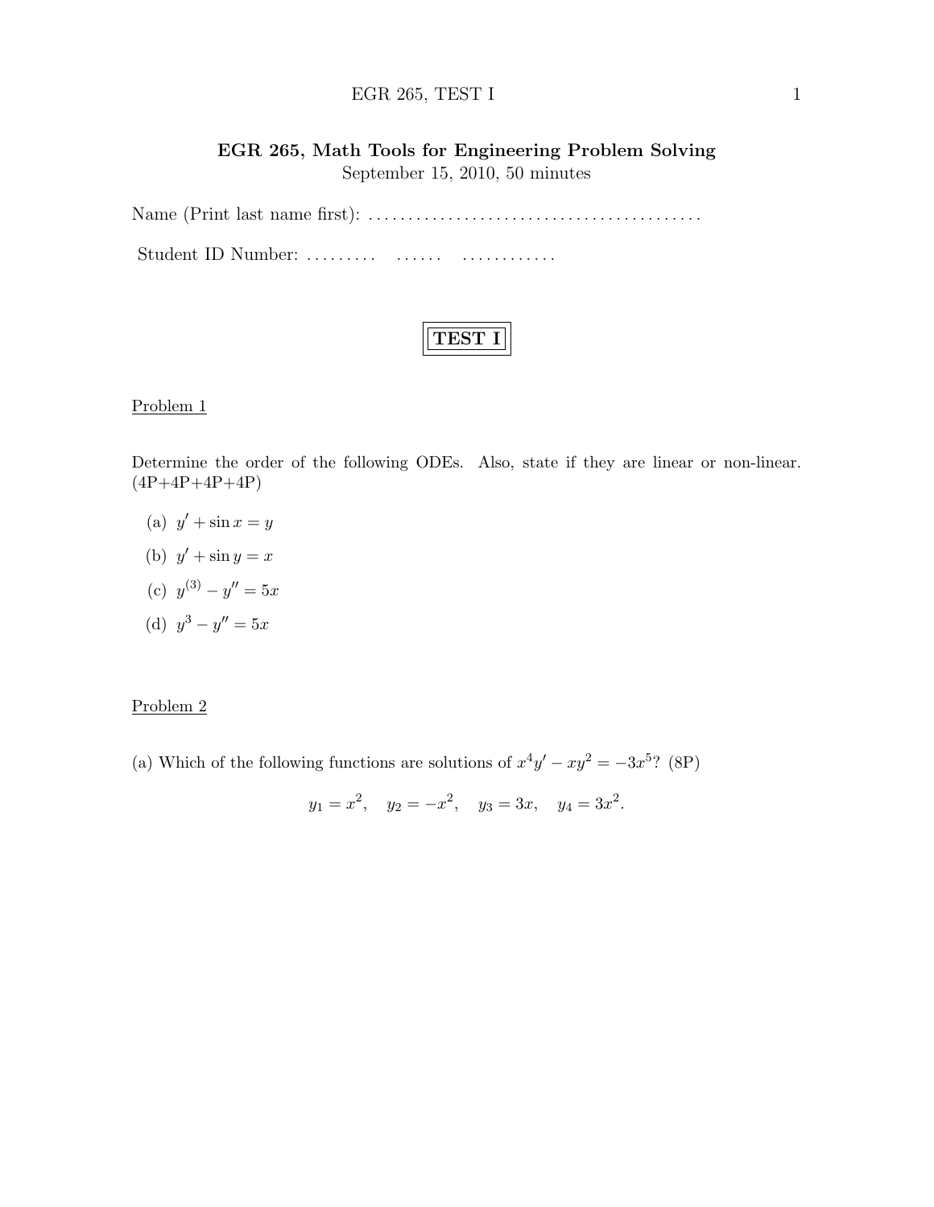# EGR 265, Math Tools for Engineering Problem Solving

September 15, 2010, 50 minutes

Name (Print last name first): ..........................................

Student ID Number: ......... ...... ............

**TEST I**

Problem 1

Determine the order of the following ODEs. Also, state if they are linear or non-linear. (4P+4P+4P+4P)

(a) $y' + \sin x = y$

(b) $y' + \sin y = x$

(c) $y^{(3)} - y'' = 5x$

(d) $y^3 - y'' = 5x$

Problem 2

(a) Which of the following functions are solutions of $x^4 y' - xy^2 = -3x^5$? (8P)

$$y_1 = x^2, \quad y_2 = -x^2, \quad y_3 = 3x, \quad y_4 = 3x^2.$$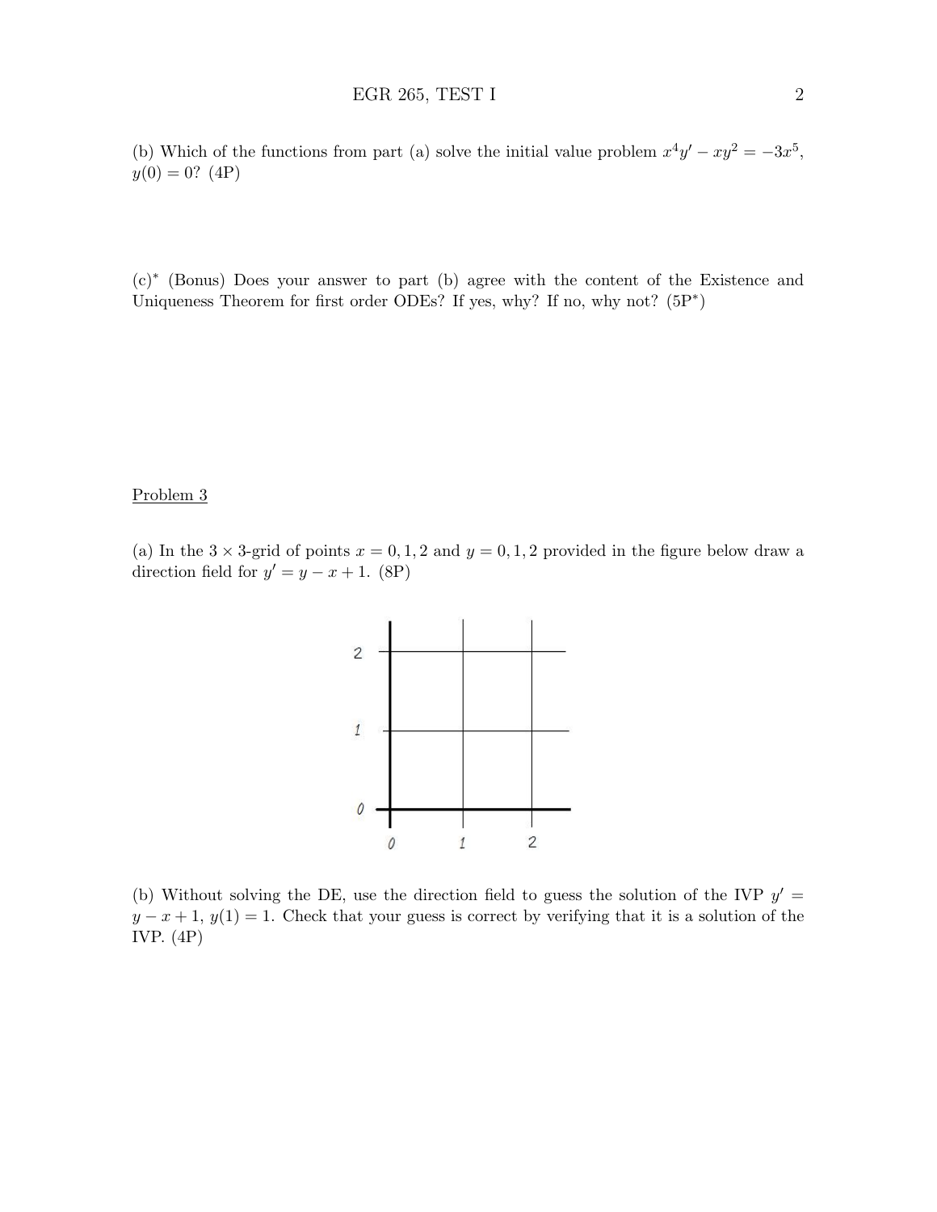(b) Which of the functions from part (a) solve the initial value problem $x^4y' - xy^2 = -3x^5$, $y(0) = 0$? (4P)

(c)* (Bonus) Does your answer to part (b) agree with the content of the Existence and Uniqueness Theorem for first order ODEs? If yes, why? If no, why not? (5P*)

Problem 3

(a) In the $3 \times 3$-grid of points $x = 0, 1, 2$ and $y = 0, 1, 2$ provided in the figure below draw a direction field for $y' = y - x + 1$. (8P)

(b) Without solving the DE, use the direction field to guess the solution of the IVP $y' = y - x + 1$, $y(1) = 1$. Check that your guess is correct by verifying that it is a solution of the IVP. (4P)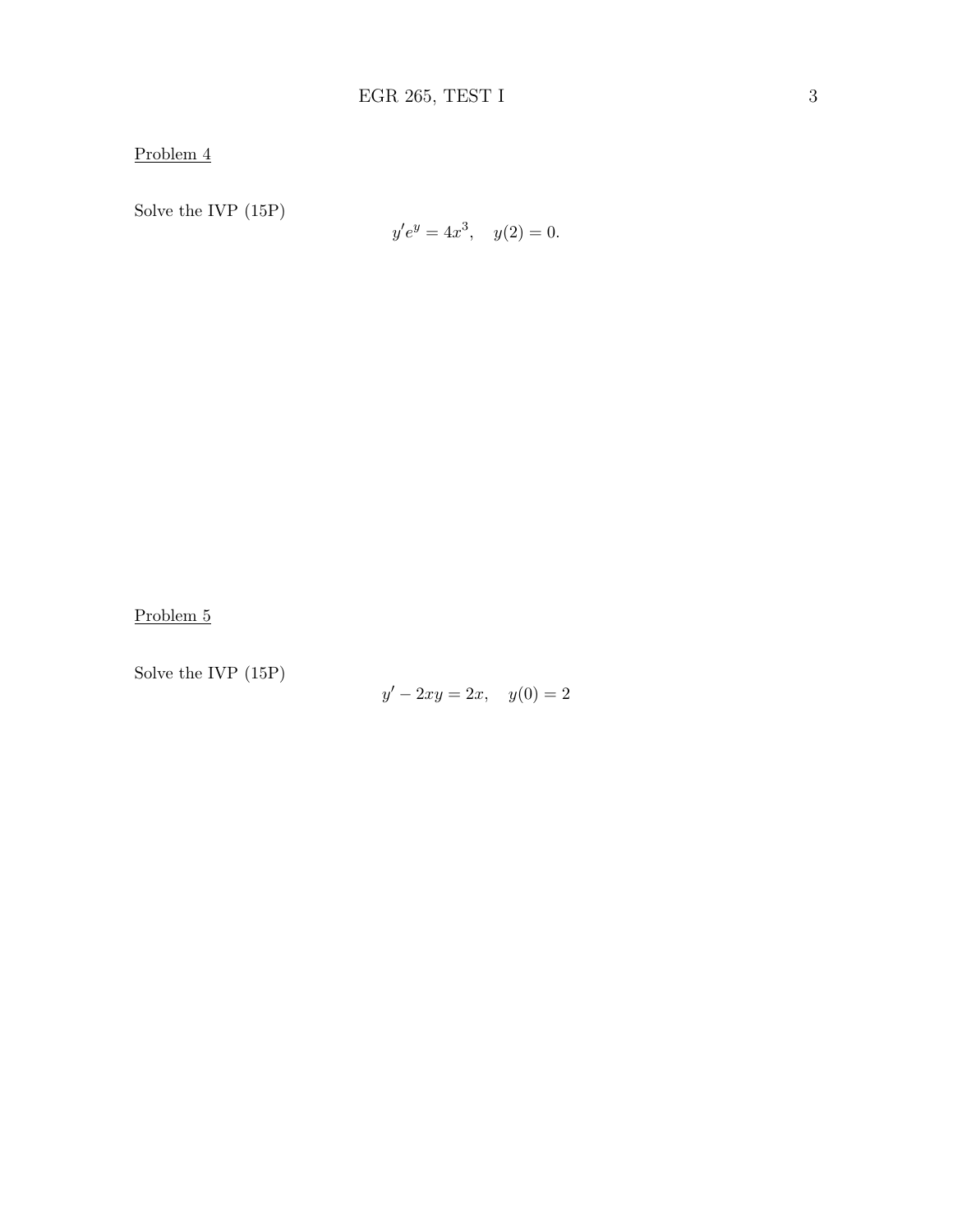Problem 4

Solve the IVP (15P)

$$y'e^y = 4x^3, \quad y(2) = 0.$$

Problem 5

Solve the IVP (15P)

$$y' - 2xy = 2x, \quad y(0) = 2$$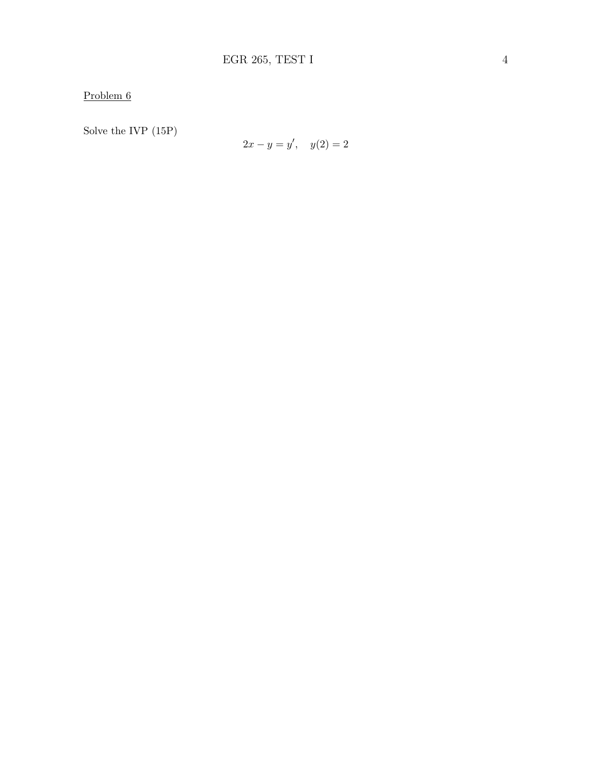Problem 6

Solve the IVP (15P)

$$2x - y = y', \quad y(2) = 2$$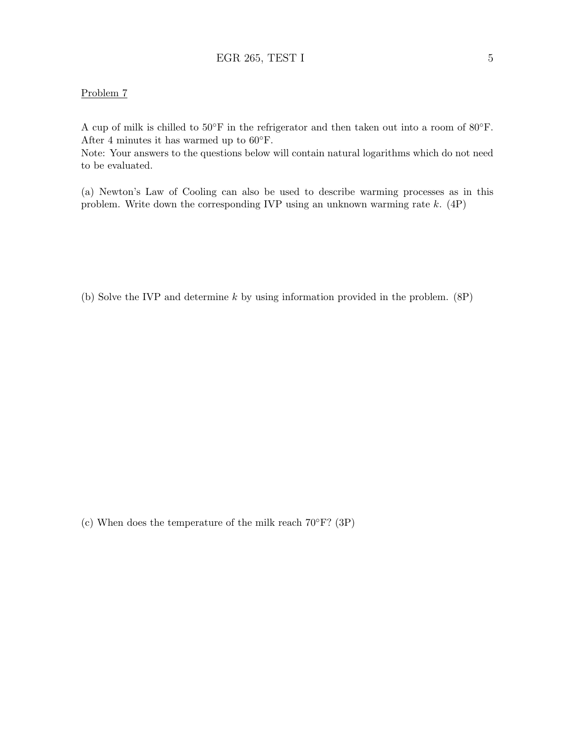Problem 7

A cup of milk is chilled to 50°F in the refrigerator and then taken out into a room of 80°F. After 4 minutes it has warmed up to 60°F.
Note: Your answers to the questions below will contain natural logarithms which do not need to be evaluated.

(a) Newton's Law of Cooling can also be used to describe warming processes as in this problem. Write down the corresponding IVP using an unknown warming rate $k$. (4P)

(b) Solve the IVP and determine $k$ by using information provided in the problem. (8P)

(c) When does the temperature of the milk reach 70°F? (3P)